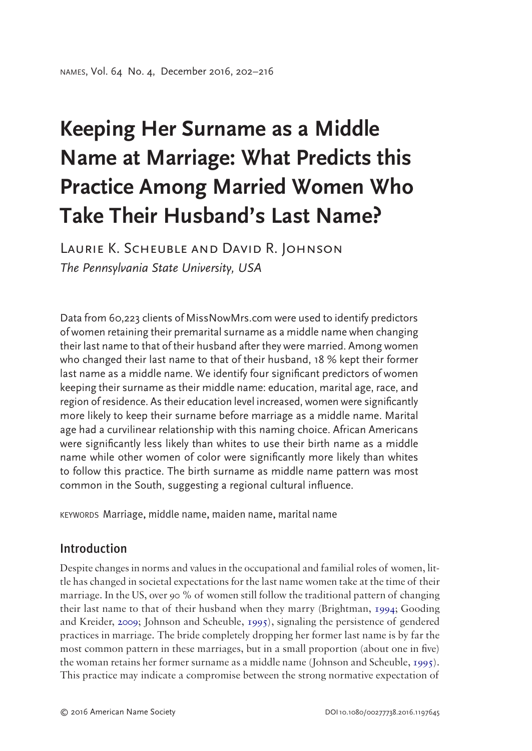# Keeping Her Surname as a Middle Name at Marriage: What Predicts this Practice Among Married Women Who Take Their Husband's Last Name?

Laurie K. Scheuble and David R. Johnson

*The Pennsylvania State University, USA*

Data from 60,223 clients of MissNowMrs.com were used to identify predictors of women retaining their premarital surname as a middle name when changing their last name to that of their husband after they were married. Among women who changed their last name to that of their husband, 18 % kept their former last name as a middle name. We identify four significant predictors of women keeping their surname as their middle name: education, marital age, race, and region of residence. As their education level increased, women were significantly more likely to keep their surname before marriage as a middle name. Marital age had a curvilinear relationship with this naming choice. African Americans were significantly less likely than whites to use their birth name as a middle name while other women of color were significantly more likely than whites to follow this practice. The birth surname as middle name pattern was most common in the South, suggesting a regional cultural influence.

KEYWORDS Marriage, middle name, maiden name, marital name

## Introduction

Despite changes in norms and values in the occupational and familial roles of women, little has changed in societal expectations for the last name women take at the time of their marriage. In the US, over 90 % of women still follow the traditional pattern of changing their last name to that of their husband when they marry (Brightman, 1994; Gooding and Kreider, 2009; Johnson and Scheuble, 1995), signaling the persistence of gendered practices in marriage. The bride completely dropping her former last name is by far the most common pattern in these marriages, but in a small proportion (about one in five) the woman retains her former surname as a middle name (Johnson and Scheuble, 1995). This practice may indicate a compromise between the strong normative expectation of

© 2016 American Name Society

DOI 10.1080/00277738.2016.1197645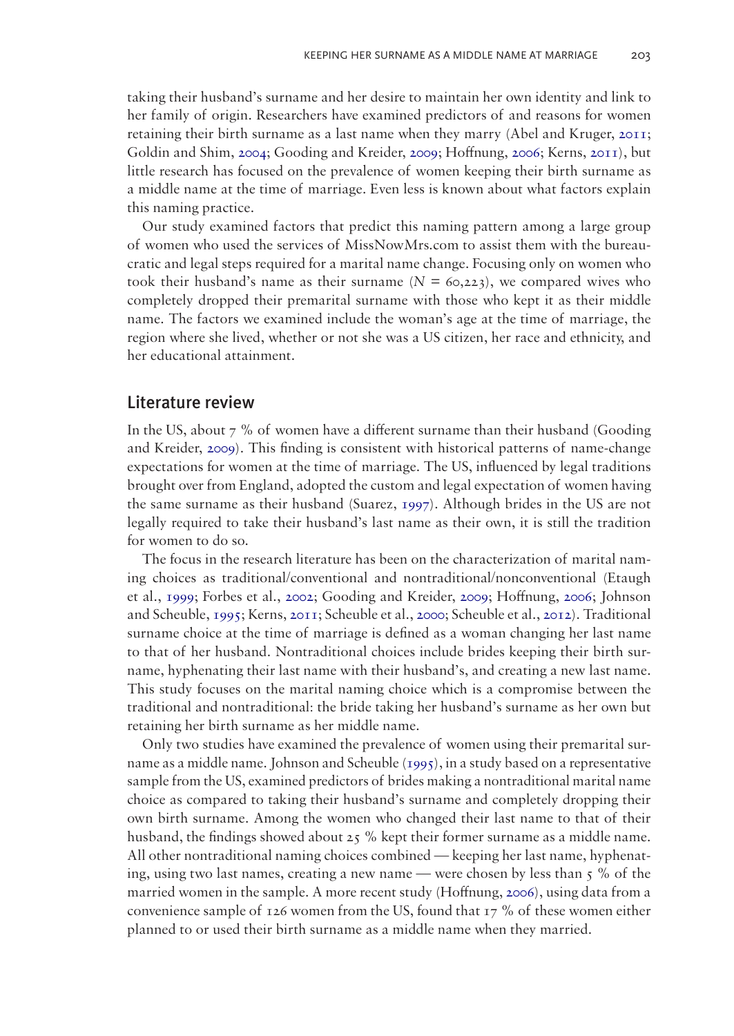taking their husband's surname and her desire to maintain her own identity and link to her family of origin. Researchers have examined predictors of and reasons for women retaining their birth surname as a last name when they marry (Abel and Kruger, 2011; Goldin and Shim, 2004; Gooding and Kreider, 2009; Hoffnung, 2006; Kerns, 2011), but little research has focused on the prevalence of women keeping their birth surname as a middle name at the time of marriage. Even less is known about what factors explain this naming practice.

Our study examined factors that predict this naming pattern among a large group of women who used the services of MissNowMrs.com to assist them with the bureaucratic and legal steps required for a marital name change. Focusing only on women who took their husband's name as their surname ($N$ = 60,223), we compared wives who completely dropped their premarital surname with those who kept it as their middle name. The factors we examined include the woman's age at the time of marriage, the region where she lived, whether or not she was a US citizen, her race and ethnicity, and her educational attainment.

## Literature review

In the US, about 7 % of women have a different surname than their husband (Gooding and Kreider, 2009). This finding is consistent with historical patterns of name-change expectations for women at the time of marriage. The US, influenced by legal traditions brought over from England, adopted the custom and legal expectation of women having the same surname as their husband (Suarez, 1997). Although brides in the US are not legally required to take their husband's last name as their own, it is still the tradition for women to do so.

The focus in the research literature has been on the characterization of marital naming choices as traditional/conventional and nontraditional/nonconventional (Etaugh et al., 1999; Forbes et al., 2002; Gooding and Kreider, 2009; Hoffnung, 2006; Johnson and Scheuble, 1995; Kerns, 2011; Scheuble et al., 2000; Scheuble et al., 2012). Traditional surname choice at the time of marriage is defined as a woman changing her last name to that of her husband. Nontraditional choices include brides keeping their birth surname, hyphenating their last name with their husband's, and creating a new last name. This study focuses on the marital naming choice which is a compromise between the traditional and nontraditional: the bride taking her husband's surname as her own but retaining her birth surname as her middle name.

Only two studies have examined the prevalence of women using their premarital surname as a middle name. Johnson and Scheuble (1995), in a study based on a representative sample from the US, examined predictors of brides making a nontraditional marital name choice as compared to taking their husband's surname and completely dropping their own birth surname. Among the women who changed their last name to that of their husband, the findings showed about 25 % kept their former surname as a middle name. All other nontraditional naming choices combined — keeping her last name, hyphenating, using two last names, creating a new name — were chosen by less than 5 % of the married women in the sample. A more recent study (Hoffnung, 2006), using data from a convenience sample of 126 women from the US, found that 17 % of these women either planned to or used their birth surname as a middle name when they married.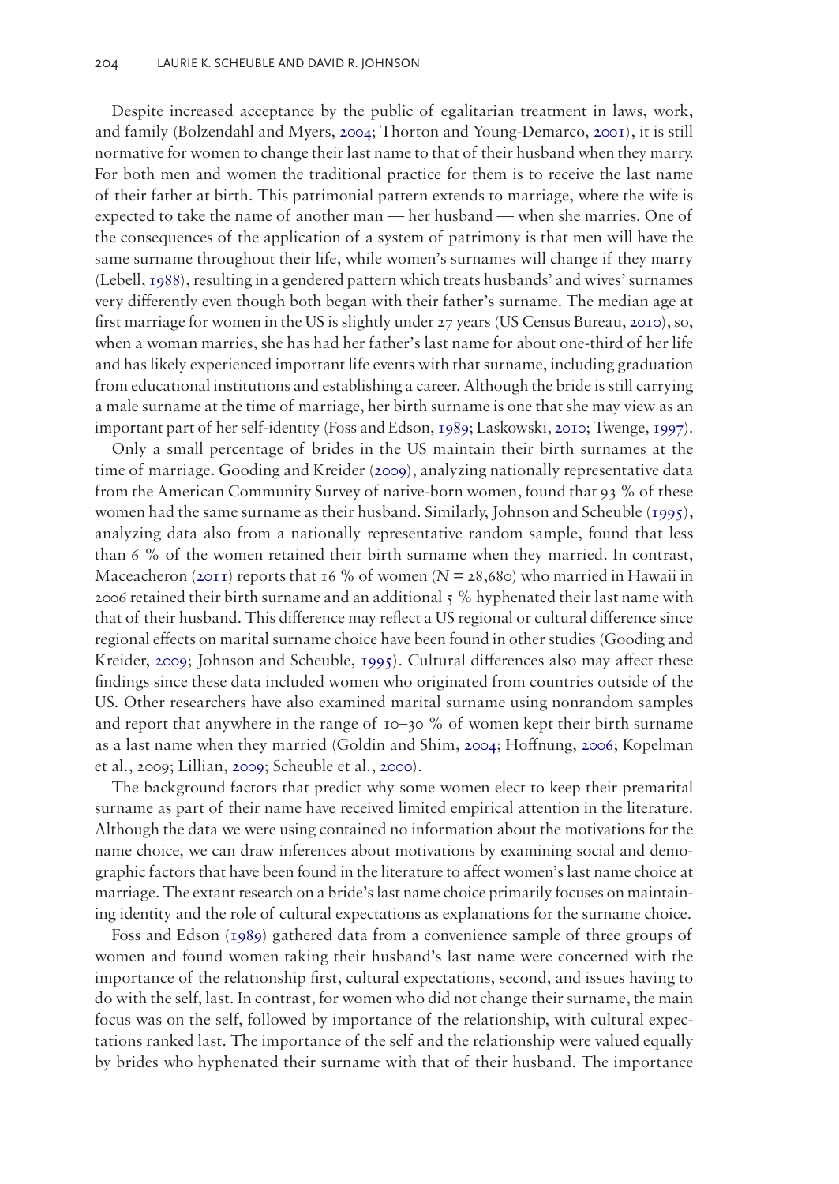Despite increased acceptance by the public of egalitarian treatment in laws, work, and family (Bolzendahl and Myers, 2004; Thorton and Young-Demarco, 2001), it is still normative for women to change their last name to that of their husband when they marry. For both men and women the traditional practice for them is to receive the last name of their father at birth. This patrimonial pattern extends to marriage, where the wife is expected to take the name of another man — her husband — when she marries. One of the consequences of the application of a system of patrimony is that men will have the same surname throughout their life, while women's surnames will change if they marry (Lebell, 1988), resulting in a gendered pattern which treats husbands' and wives' surnames very differently even though both began with their father's surname. The median age at first marriage for women in the US is slightly under 27 years (US Census Bureau, 2010), so, when a woman marries, she has had her father's last name for about one-third of her life and has likely experienced important life events with that surname, including graduation from educational institutions and establishing a career. Although the bride is still carrying a male surname at the time of marriage, her birth surname is one that she may view as an important part of her self-identity (Foss and Edson, 1989; Laskowski, 2010; Twenge, 1997).

Only a small percentage of brides in the US maintain their birth surnames at the time of marriage. Gooding and Kreider (2009), analyzing nationally representative data from the American Community Survey of native-born women, found that 93 % of these women had the same surname as their husband. Similarly, Johnson and Scheuble (1995), analyzing data also from a nationally representative random sample, found that less than 6 % of the women retained their birth surname when they married. In contrast, Maceacheron (2011) reports that 16 % of women ($N = 28{,}680$) who married in Hawaii in 2006 retained their birth surname and an additional 5 % hyphenated their last name with that of their husband. This difference may reflect a US regional or cultural difference since regional effects on marital surname choice have been found in other studies (Gooding and Kreider, 2009; Johnson and Scheuble, 1995). Cultural differences also may affect these findings since these data included women who originated from countries outside of the US. Other researchers have also examined marital surname using nonrandom samples and report that anywhere in the range of 10–30 % of women kept their birth surname as a last name when they married (Goldin and Shim, 2004; Hoffnung, 2006; Kopelman et al., 2009; Lillian, 2009; Scheuble et al., 2000).

The background factors that predict why some women elect to keep their premarital surname as part of their name have received limited empirical attention in the literature. Although the data we were using contained no information about the motivations for the name choice, we can draw inferences about motivations by examining social and demographic factors that have been found in the literature to affect women's last name choice at marriage. The extant research on a bride's last name choice primarily focuses on maintaining identity and the role of cultural expectations as explanations for the surname choice.

Foss and Edson (1989) gathered data from a convenience sample of three groups of women and found women taking their husband's last name were concerned with the importance of the relationship first, cultural expectations, second, and issues having to do with the self, last. In contrast, for women who did not change their surname, the main focus was on the self, followed by importance of the relationship, with cultural expectations ranked last. The importance of the self and the relationship were valued equally by brides who hyphenated their surname with that of their husband. The importance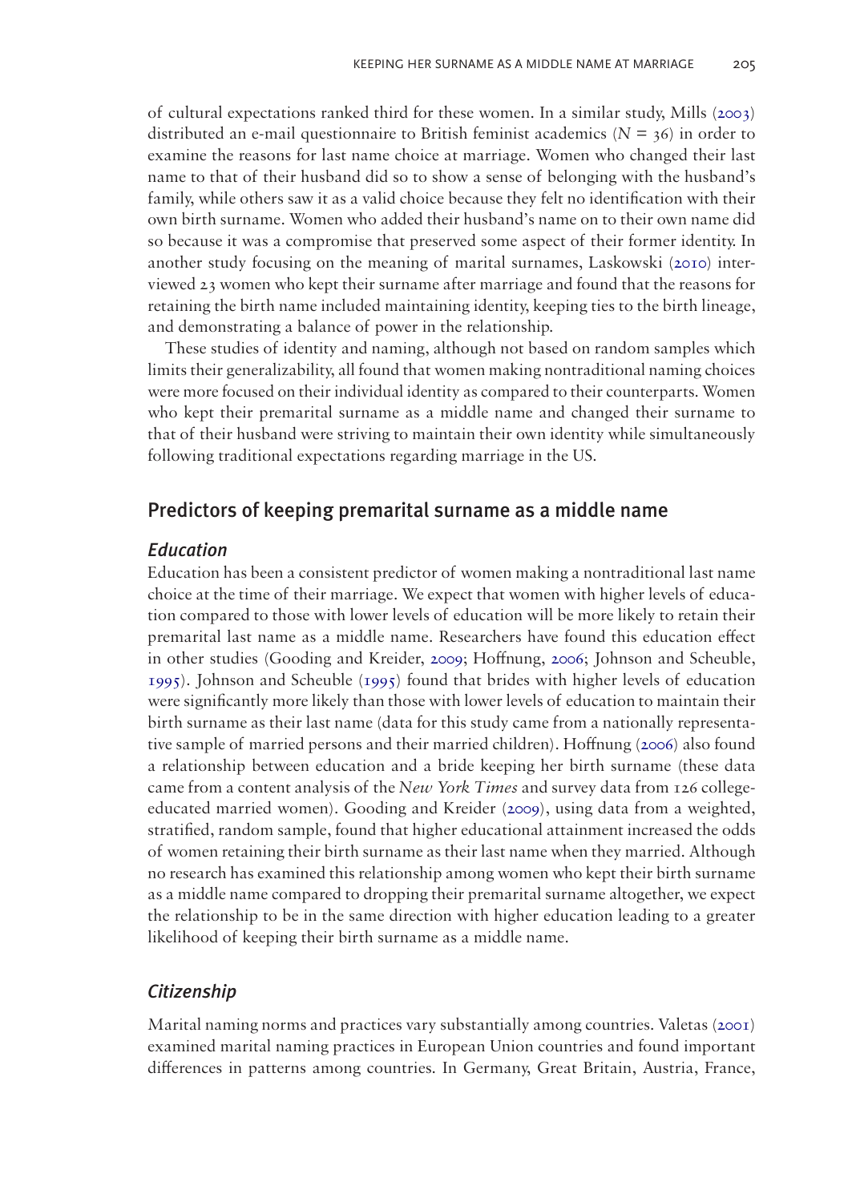of cultural expectations ranked third for these women. In a similar study, Mills (2003) distributed an e-mail questionnaire to British feminist academics ($N = 36$) in order to examine the reasons for last name choice at marriage. Women who changed their last name to that of their husband did so to show a sense of belonging with the husband's family, while others saw it as a valid choice because they felt no identification with their own birth surname. Women who added their husband's name on to their own name did so because it was a compromise that preserved some aspect of their former identity. In another study focusing on the meaning of marital surnames, Laskowski (2010) interviewed 23 women who kept their surname after marriage and found that the reasons for retaining the birth name included maintaining identity, keeping ties to the birth lineage, and demonstrating a balance of power in the relationship.

These studies of identity and naming, although not based on random samples which limits their generalizability, all found that women making nontraditional naming choices were more focused on their individual identity as compared to their counterparts. Women who kept their premarital surname as a middle name and changed their surname to that of their husband were striving to maintain their own identity while simultaneously following traditional expectations regarding marriage in the US.

## Predictors of keeping premarital surname as a middle name

### *Education*

Education has been a consistent predictor of women making a nontraditional last name choice at the time of their marriage. We expect that women with higher levels of education compared to those with lower levels of education will be more likely to retain their premarital last name as a middle name. Researchers have found this education effect in other studies (Gooding and Kreider, 2009; Hoffnung, 2006; Johnson and Scheuble, 1995). Johnson and Scheuble (1995) found that brides with higher levels of education were significantly more likely than those with lower levels of education to maintain their birth surname as their last name (data for this study came from a nationally representative sample of married persons and their married children). Hoffnung (2006) also found a relationship between education and a bride keeping her birth surname (these data came from a content analysis of the *New York Times* and survey data from 126 college-educated married women). Gooding and Kreider (2009), using data from a weighted, stratified, random sample, found that higher educational attainment increased the odds of women retaining their birth surname as their last name when they married. Although no research has examined this relationship among women who kept their birth surname as a middle name compared to dropping their premarital surname altogether, we expect the relationship to be in the same direction with higher education leading to a greater likelihood of keeping their birth surname as a middle name.

### *Citizenship*

Marital naming norms and practices vary substantially among countries. Valetas (2001) examined marital naming practices in European Union countries and found important differences in patterns among countries. In Germany, Great Britain, Austria, France,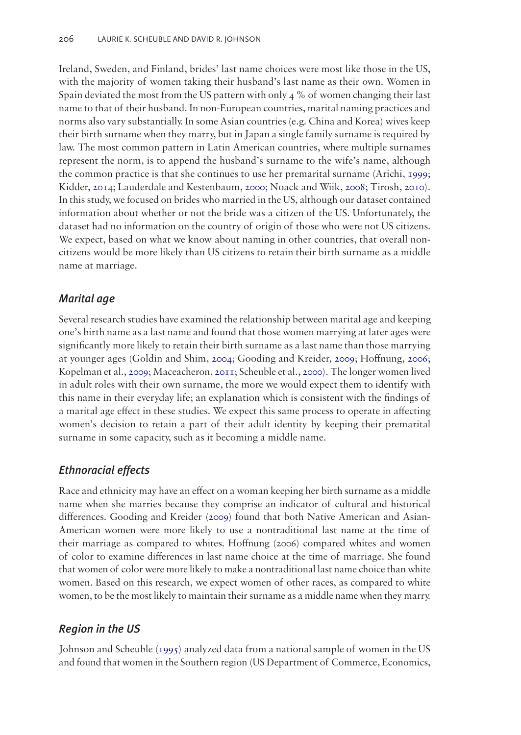Ireland, Sweden, and Finland, brides' last name choices were most like those in the US, with the majority of women taking their husband's last name as their own. Women in Spain deviated the most from the US pattern with only 4 % of women changing their last name to that of their husband. In non-European countries, marital naming practices and norms also vary substantially. In some Asian countries (e.g. China and Korea) wives keep their birth surname when they marry, but in Japan a single family surname is required by law. The most common pattern in Latin American countries, where multiple surnames represent the norm, is to append the husband's surname to the wife's name, although the common practice is that she continues to use her premarital surname (Arichi, 1999; Kidder, 2014; Lauderdale and Kestenbaum, 2000; Noack and Wiik, 2008; Tirosh, 2010). In this study, we focused on brides who married in the US, although our dataset contained information about whether or not the bride was a citizen of the US. Unfortunately, the dataset had no information on the country of origin of those who were not US citizens. We expect, based on what we know about naming in other countries, that overall non-citizens would be more likely than US citizens to retain their birth surname as a middle name at marriage.

### *Marital age*

Several research studies have examined the relationship between marital age and keeping one's birth name as a last name and found that those women marrying at later ages were significantly more likely to retain their birth surname as a last name than those marrying at younger ages (Goldin and Shim, 2004; Gooding and Kreider, 2009; Hoffnung, 2006; Kopelman et al., 2009; Maceacheron, 2011; Scheuble et al., 2000). The longer women lived in adult roles with their own surname, the more we would expect them to identify with this name in their everyday life; an explanation which is consistent with the findings of a marital age effect in these studies. We expect this same process to operate in affecting women's decision to retain a part of their adult identity by keeping their premarital surname in some capacity, such as it becoming a middle name.

### *Ethnoracial effects*

Race and ethnicity may have an effect on a woman keeping her birth surname as a middle name when she marries because they comprise an indicator of cultural and historical differences. Gooding and Kreider (2009) found that both Native American and Asian-American women were more likely to use a nontraditional last name at the time of their marriage as compared to whites. Hoffnung (2006) compared whites and women of color to examine differences in last name choice at the time of marriage. She found that women of color were more likely to make a nontraditional last name choice than white women. Based on this research, we expect women of other races, as compared to white women, to be the most likely to maintain their surname as a middle name when they marry.

### *Region in the US*

Johnson and Scheuble (1995) analyzed data from a national sample of women in the US and found that women in the Southern region (US Department of Commerce, Economics,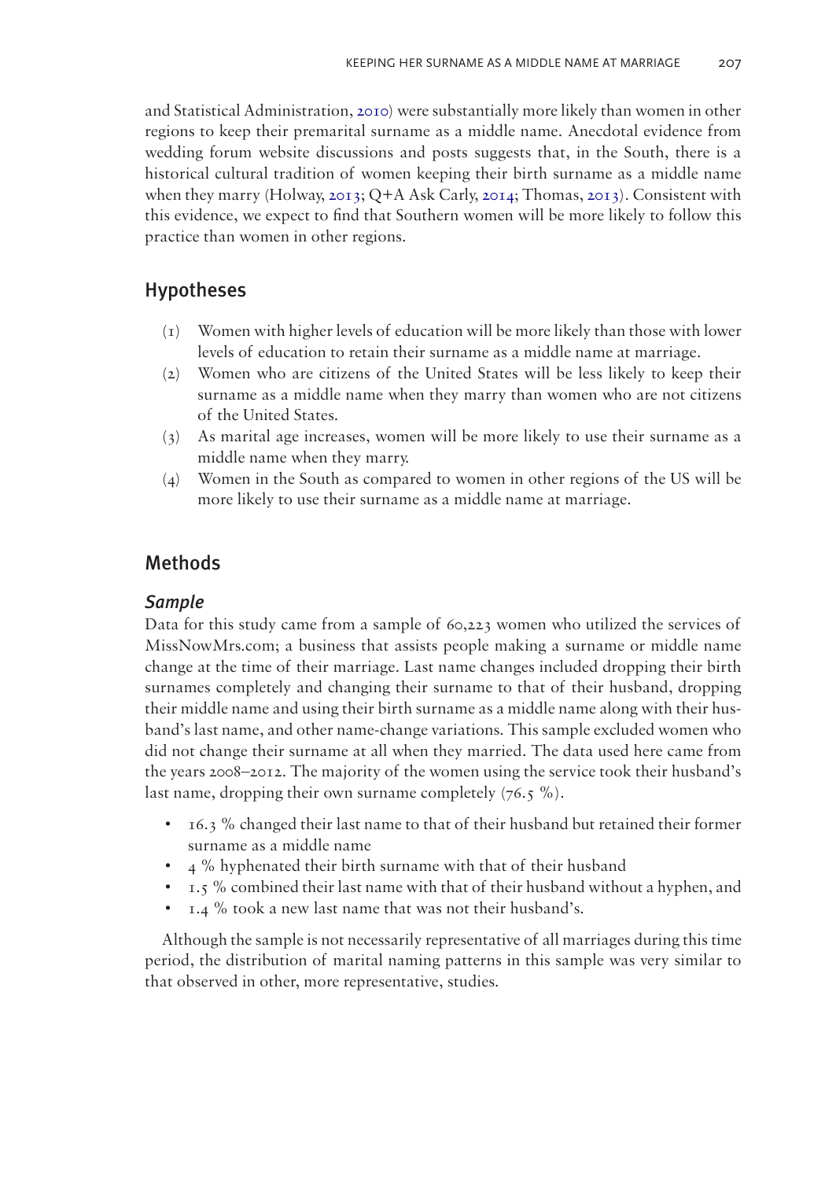and Statistical Administration, 2010) were substantially more likely than women in other regions to keep their premarital surname as a middle name. Anecdotal evidence from wedding forum website discussions and posts suggests that, in the South, there is a historical cultural tradition of women keeping their birth surname as a middle name when they marry (Holway, 2013; Q+A Ask Carly, 2014; Thomas, 2013). Consistent with this evidence, we expect to find that Southern women will be more likely to follow this practice than women in other regions.

## Hypotheses

(1) Women with higher levels of education will be more likely than those with lower levels of education to retain their surname as a middle name at marriage.
(2) Women who are citizens of the United States will be less likely to keep their surname as a middle name when they marry than women who are not citizens of the United States.
(3) As marital age increases, women will be more likely to use their surname as a middle name when they marry.
(4) Women in the South as compared to women in other regions of the US will be more likely to use their surname as a middle name at marriage.

## Methods

### *Sample*

Data for this study came from a sample of 60,223 women who utilized the services of MissNowMrs.com; a business that assists people making a surname or middle name change at the time of their marriage. Last name changes included dropping their birth surnames completely and changing their surname to that of their husband, dropping their middle name and using their birth surname as a middle name along with their husband's last name, and other name-change variations. This sample excluded women who did not change their surname at all when they married. The data used here came from the years 2008–2012. The majority of the women using the service took their husband's last name, dropping their own surname completely (76.5 %).

- 16.3 % changed their last name to that of their husband but retained their former surname as a middle name
- 4 % hyphenated their birth surname with that of their husband
- 1.5 % combined their last name with that of their husband without a hyphen, and
- 1.4 % took a new last name that was not their husband's.

Although the sample is not necessarily representative of all marriages during this time period, the distribution of marital naming patterns in this sample was very similar to that observed in other, more representative, studies.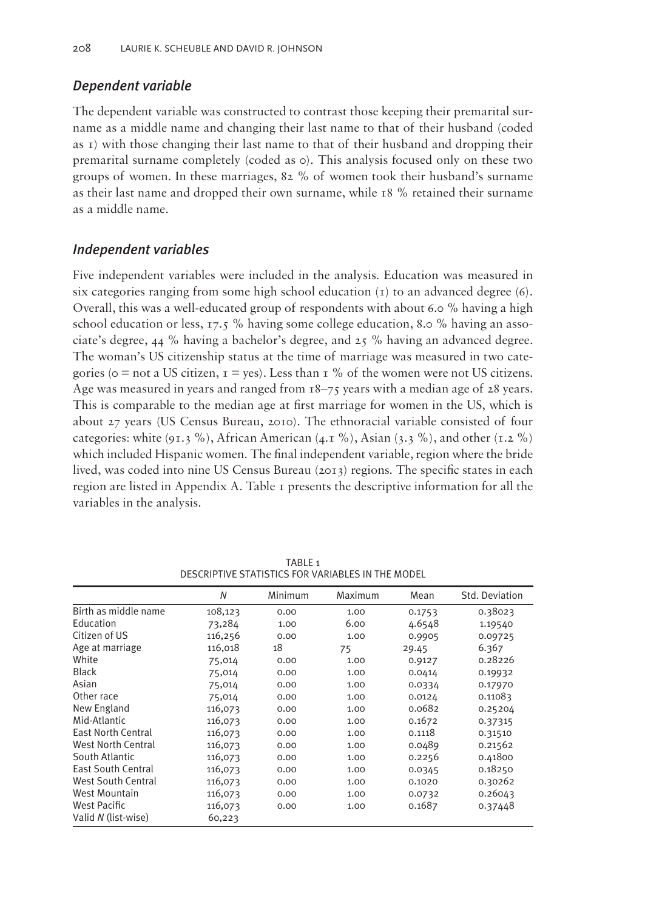### *Dependent variable*

The dependent variable was constructed to contrast those keeping their premarital surname as a middle name and changing their last name to that of their husband (coded as 1) with those changing their last name to that of their husband and dropping their premarital surname completely (coded as 0). This analysis focused only on these two groups of women. In these marriages, 82 % of women took their husband's surname as their last name and dropped their own surname, while 18 % retained their surname as a middle name.

### *Independent variables*

Five independent variables were included in the analysis. Education was measured in six categories ranging from some high school education (1) to an advanced degree (6). Overall, this was a well-educated group of respondents with about 6.0 % having a high school education or less, 17.5 % having some college education, 8.0 % having an associate's degree, 44 % having a bachelor's degree, and 25 % having an advanced degree. The woman's US citizenship status at the time of marriage was measured in two categories (0 = not a US citizen, 1 = yes). Less than 1 % of the women were not US citizens. Age was measured in years and ranged from 18–75 years with a median age of 28 years. This is comparable to the median age at first marriage for women in the US, which is about 27 years (US Census Bureau, 2010). The ethnoracial variable consisted of four categories: white (91.3 %), African American (4.1 %), Asian (3.3 %), and other (1.2 %) which included Hispanic women. The final independent variable, region where the bride lived, was coded into nine US Census Bureau (2013) regions. The specific states in each region are listed in Appendix A. Table 1 presents the descriptive information for all the variables in the analysis.

TABLE 1
DESCRIPTIVE STATISTICS FOR VARIABLES IN THE MODEL

| | *N* | Minimum | Maximum | Mean | Std. Deviation |
|---|---|---|---|---|---|
| Birth as middle name | 108,123 | 0.00 | 1.00 | 0.1753 | 0.38023 |
| Education | 73,284 | 1.00 | 6.00 | 4.6548 | 1.19540 |
| Citizen of US | 116,256 | 0.00 | 1.00 | 0.9905 | 0.09725 |
| Age at marriage | 116,018 | 18 | 75 | 29.45 | 6.367 |
| White | 75,014 | 0.00 | 1.00 | 0.9127 | 0.28226 |
| Black | 75,014 | 0.00 | 1.00 | 0.0414 | 0.19932 |
| Asian | 75,014 | 0.00 | 1.00 | 0.0334 | 0.17970 |
| Other race | 75,014 | 0.00 | 1.00 | 0.0124 | 0.11083 |
| New England | 116,073 | 0.00 | 1.00 | 0.0682 | 0.25204 |
| Mid-Atlantic | 116,073 | 0.00 | 1.00 | 0.1672 | 0.37315 |
| East North Central | 116,073 | 0.00 | 1.00 | 0.1118 | 0.31510 |
| West North Central | 116,073 | 0.00 | 1.00 | 0.0489 | 0.21562 |
| South Atlantic | 116,073 | 0.00 | 1.00 | 0.2256 | 0.41800 |
| East South Central | 116,073 | 0.00 | 1.00 | 0.0345 | 0.18250 |
| West South Central | 116,073 | 0.00 | 1.00 | 0.1020 | 0.30262 |
| West Mountain | 116,073 | 0.00 | 1.00 | 0.0732 | 0.26043 |
| West Pacific | 116,073 | 0.00 | 1.00 | 0.1687 | 0.37448 |
| Valid *N* (list-wise) | 60,223 | | | | |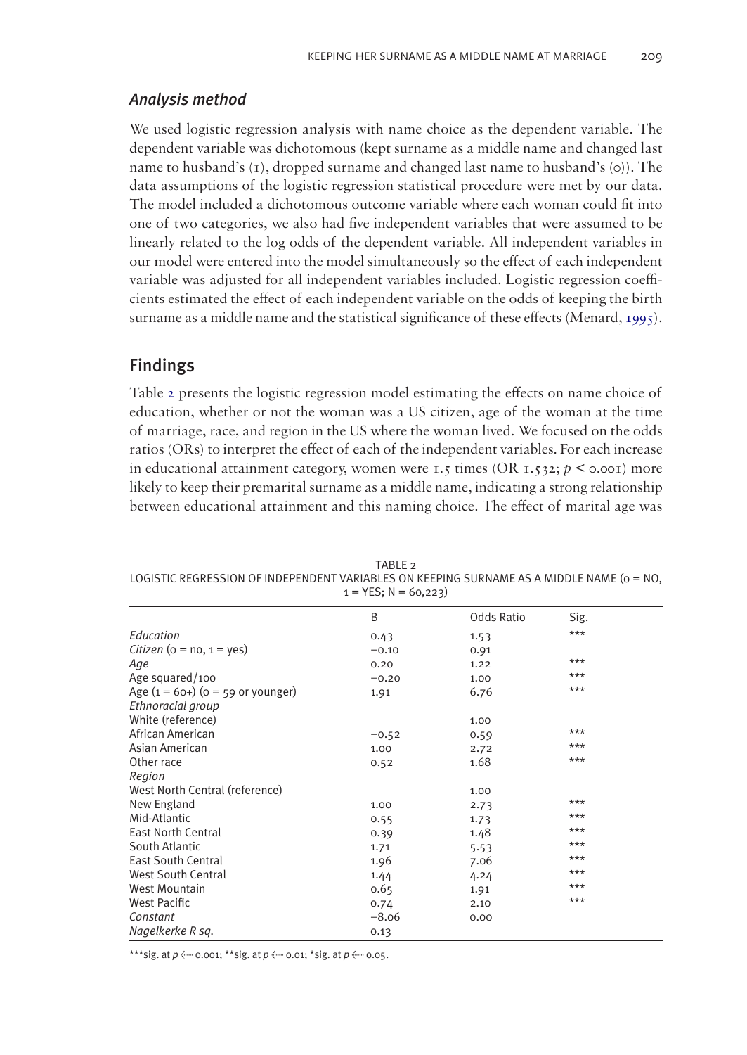### Analysis method

We used logistic regression analysis with name choice as the dependent variable. The dependent variable was dichotomous (kept surname as a middle name and changed last name to husband's (1), dropped surname and changed last name to husband's (0)). The data assumptions of the logistic regression statistical procedure were met by our data. The model included a dichotomous outcome variable where each woman could fit into one of two categories, we also had five independent variables that were assumed to be linearly related to the log odds of the dependent variable. All independent variables in our model were entered into the model simultaneously so the effect of each independent variable was adjusted for all independent variables included. Logistic regression coefficients estimated the effect of each independent variable on the odds of keeping the birth surname as a middle name and the statistical significance of these effects (Menard, 1995).

## Findings

Table 2 presents the logistic regression model estimating the effects on name choice of education, whether or not the woman was a US citizen, age of the woman at the time of marriage, race, and region in the US where the woman lived. We focused on the odds ratios (ORs) to interpret the effect of each of the independent variables. For each increase in educational attainment category, women were 1.5 times (OR 1.532; $p < 0.001$) more likely to keep their premarital surname as a middle name, indicating a strong relationship between educational attainment and this naming choice. The effect of marital age was

TABLE 2
LOGISTIC REGRESSION OF INDEPENDENT VARIABLES ON KEEPING SURNAME AS A MIDDLE NAME (0 = NO, 1 = YES; N = 60,223)

| | B | Odds Ratio | Sig. |
|---|---|---|---|
| *Education* | 0.43 | 1.53 | *** |
| *Citizen* (0 = no, 1 = yes) | −0.10 | 0.91 | |
| *Age* | 0.20 | 1.22 | *** |
| Age squared/100 | −0.20 | 1.00 | *** |
| Age (1 = 60+) (0 = 59 or younger) | 1.91 | 6.76 | *** |
| *Ethnoracial group* | | | |
| White (reference) | | 1.00 | |
| African American | −0.52 | 0.59 | *** |
| Asian American | 1.00 | 2.72 | *** |
| Other race | 0.52 | 1.68 | *** |
| *Region* | | | |
| West North Central (reference) | | 1.00 | |
| New England | 1.00 | 2.73 | *** |
| Mid-Atlantic | 0.55 | 1.73 | *** |
| East North Central | 0.39 | 1.48 | *** |
| South Atlantic | 1.71 | 5.53 | *** |
| East South Central | 1.96 | 7.06 | *** |
| West South Central | 1.44 | 4.24 | *** |
| West Mountain | 0.65 | 1.91 | *** |
| West Pacific | 0.74 | 2.10 | *** |
| *Constant* | −8.06 | 0.00 | |
| *Nagelkerke R sq.* | 0.13 | | |

***sig. at $p \leq 0.001$; **sig. at $p \leq 0.01$; *sig. at $p \leq 0.05$.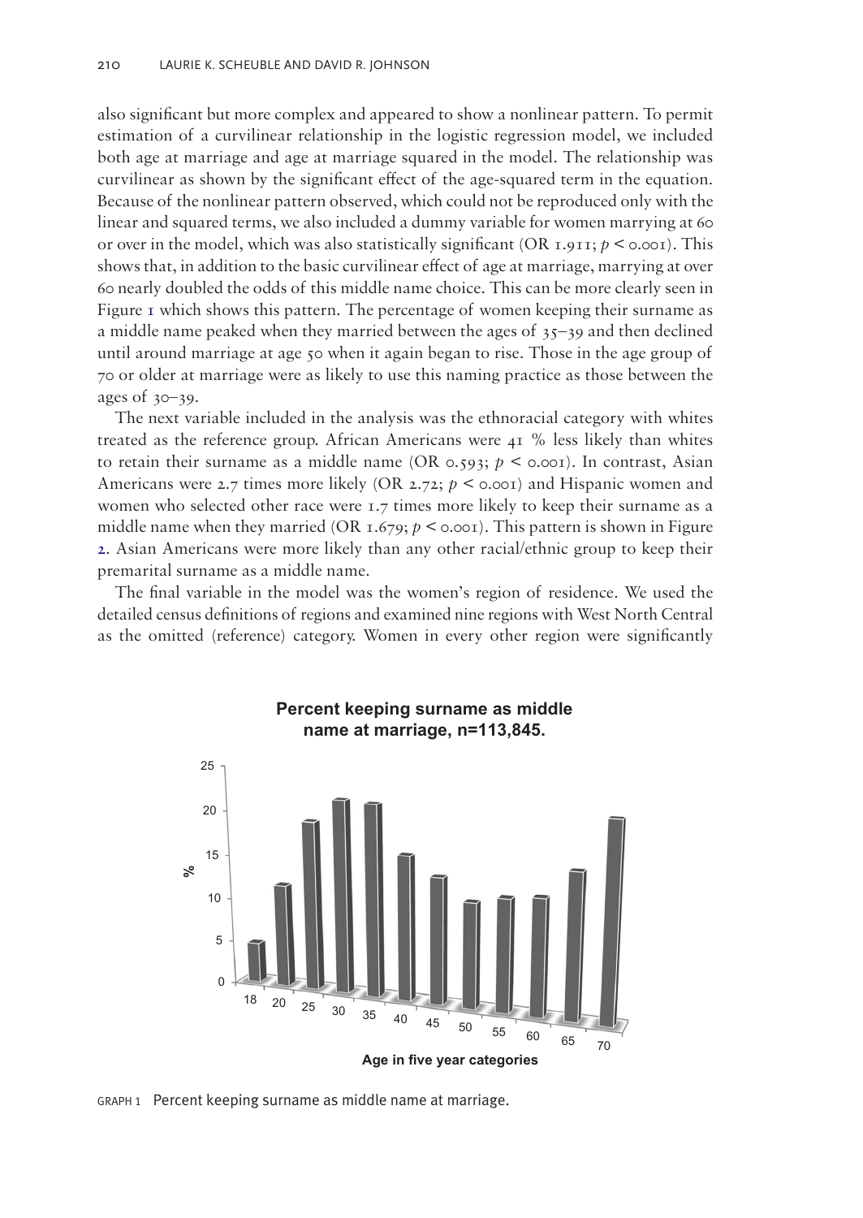also significant but more complex and appeared to show a nonlinear pattern. To permit estimation of a curvilinear relationship in the logistic regression model, we included both age at marriage and age at marriage squared in the model. The relationship was curvilinear as shown by the significant effect of the age-squared term in the equation. Because of the nonlinear pattern observed, which could not be reproduced only with the linear and squared terms, we also included a dummy variable for women marrying at 60 or over in the model, which was also statistically significant (OR 1.911; $p < 0.001$). This shows that, in addition to the basic curvilinear effect of age at marriage, marrying at over 60 nearly doubled the odds of this middle name choice. This can be more clearly seen in Figure 1 which shows this pattern. The percentage of women keeping their surname as a middle name peaked when they married between the ages of 35–39 and then declined until around marriage at age 50 when it again began to rise. Those in the age group of 70 or older at marriage were as likely to use this naming practice as those between the ages of 30–39.

The next variable included in the analysis was the ethnoracial category with whites treated as the reference group. African Americans were 41 % less likely than whites to retain their surname as a middle name (OR 0.593; $p < 0.001$). In contrast, Asian Americans were 2.7 times more likely (OR 2.72; $p < 0.001$) and Hispanic women and women who selected other race were 1.7 times more likely to keep their surname as a middle name when they married (OR 1.679; $p < 0.001$). This pattern is shown in Figure 2. Asian Americans were more likely than any other racial/ethnic group to keep their premarital surname as a middle name.

The final variable in the model was the women's region of residence. We used the detailed census definitions of regions and examined nine regions with West North Central as the omitted (reference) category. Women in every other region were significantly

**Percent keeping surname as middle name at marriage, n=113,845.**

| Age in five year categories | % |
|---|---|
| 18 | 4.5 |
| 20 | 11.5 |
| 25 | 19 |
| 30 | 21.5 |
| 35 | 21.5 |
| 40 | 16 |
| 45 | 14 |
| 50 | 11.5 |
| 55 | 12.5 |
| 60 | 13 |
| 65 | 16.5 |
| 70 | 23 |

GRAPH 1 Percent keeping surname as middle name at marriage.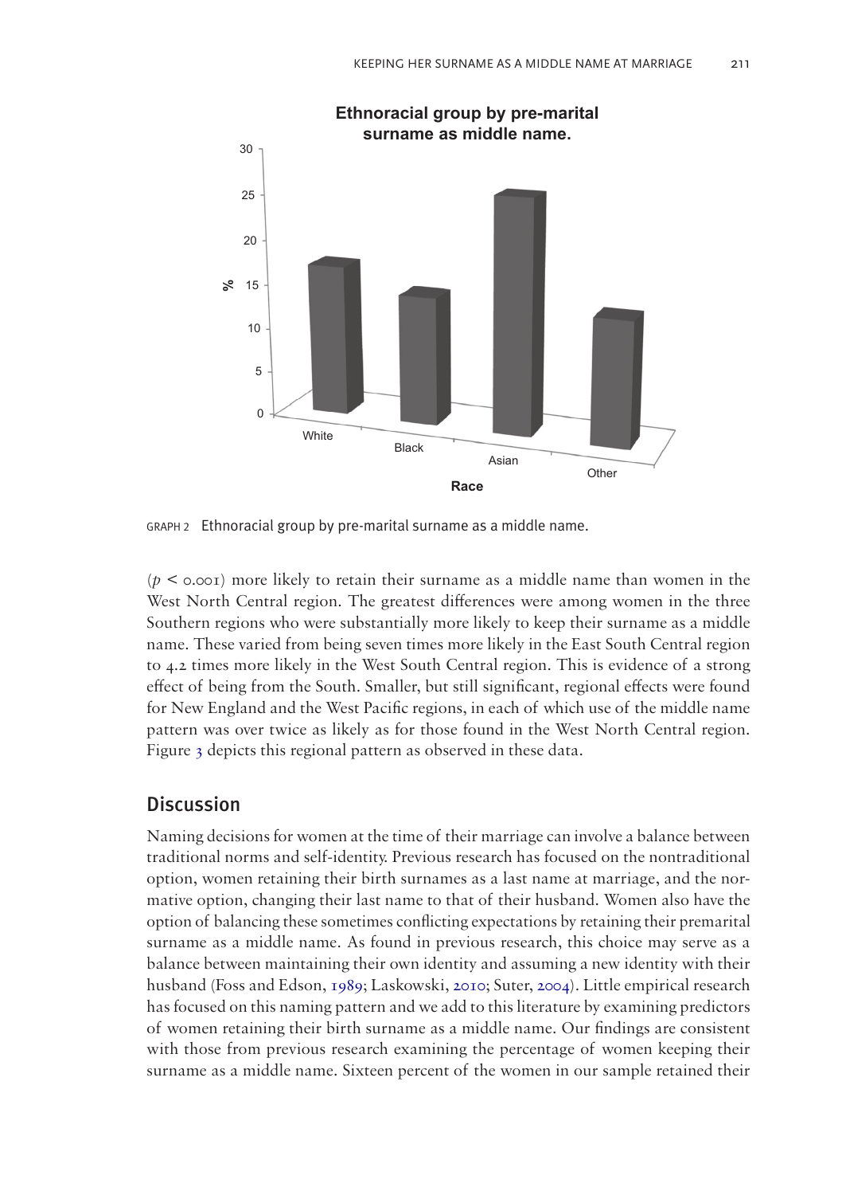GRAPH 2 Ethnoracial group by pre-marital surname as a middle name.

($p < 0.001$) more likely to retain their surname as a middle name than women in the West North Central region. The greatest differences were among women in the three Southern regions who were substantially more likely to keep their surname as a middle name. These varied from being seven times more likely in the East South Central region to 4.2 times more likely in the West South Central region. This is evidence of a strong effect of being from the South. Smaller, but still significant, regional effects were found for New England and the West Pacific regions, in each of which use of the middle name pattern was over twice as likely as for those found in the West North Central region. Figure 3 depicts this regional pattern as observed in these data.

## Discussion

Naming decisions for women at the time of their marriage can involve a balance between traditional norms and self-identity. Previous research has focused on the nontraditional option, women retaining their birth surnames as a last name at marriage, and the normative option, changing their last name to that of their husband. Women also have the option of balancing these sometimes conflicting expectations by retaining their premarital surname as a middle name. As found in previous research, this choice may serve as a balance between maintaining their own identity and assuming a new identity with their husband (Foss and Edson, 1989; Laskowski, 2010; Suter, 2004). Little empirical research has focused on this naming pattern and we add to this literature by examining predictors of women retaining their birth surname as a middle name. Our findings are consistent with those from previous research examining the percentage of women keeping their surname as a middle name. Sixteen percent of the women in our sample retained their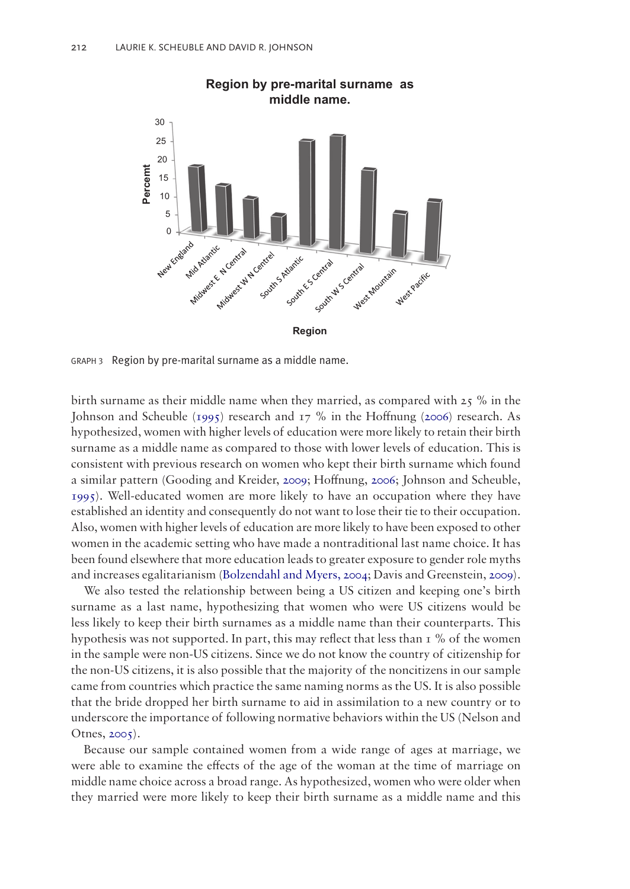GRAPH 3 Region by pre-marital surname as a middle name.

birth surname as their middle name when they married, as compared with 25 % in the Johnson and Scheuble (1995) research and 17 % in the Hoffnung (2006) research. As hypothesized, women with higher levels of education were more likely to retain their birth surname as a middle name as compared to those with lower levels of education. This is consistent with previous research on women who kept their birth surname which found a similar pattern (Gooding and Kreider, 2009; Hoffnung, 2006; Johnson and Scheuble, 1995). Well-educated women are more likely to have an occupation where they have established an identity and consequently do not want to lose their tie to their occupation. Also, women with higher levels of education are more likely to have been exposed to other women in the academic setting who have made a nontraditional last name choice. It has been found elsewhere that more education leads to greater exposure to gender role myths and increases egalitarianism (Bolzendahl and Myers, 2004; Davis and Greenstein, 2009).

We also tested the relationship between being a US citizen and keeping one's birth surname as a last name, hypothesizing that women who were US citizens would be less likely to keep their birth surnames as a middle name than their counterparts. This hypothesis was not supported. In part, this may reflect that less than 1 % of the women in the sample were non-US citizens. Since we do not know the country of citizenship for the non-US citizens, it is also possible that the majority of the noncitizens in our sample came from countries which practice the same naming norms as the US. It is also possible that the bride dropped her birth surname to aid in assimilation to a new country or to underscore the importance of following normative behaviors within the US (Nelson and Otnes, 2005).

Because our sample contained women from a wide range of ages at marriage, we were able to examine the effects of the age of the woman at the time of marriage on middle name choice across a broad range. As hypothesized, women who were older when they married were more likely to keep their birth surname as a middle name and this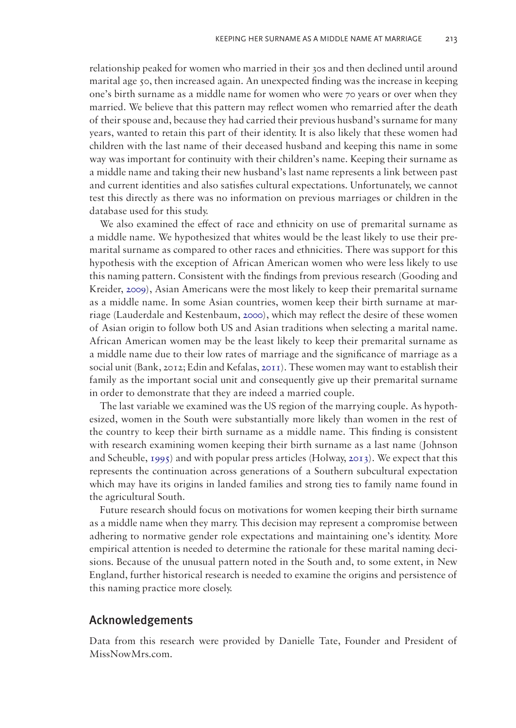relationship peaked for women who married in their 30s and then declined until around marital age 50, then increased again. An unexpected finding was the increase in keeping one's birth surname as a middle name for women who were 70 years or over when they married. We believe that this pattern may reflect women who remarried after the death of their spouse and, because they had carried their previous husband's surname for many years, wanted to retain this part of their identity. It is also likely that these women had children with the last name of their deceased husband and keeping this name in some way was important for continuity with their children's name. Keeping their surname as a middle name and taking their new husband's last name represents a link between past and current identities and also satisfies cultural expectations. Unfortunately, we cannot test this directly as there was no information on previous marriages or children in the database used for this study.

We also examined the effect of race and ethnicity on use of premarital surname as a middle name. We hypothesized that whites would be the least likely to use their premarital surname as compared to other races and ethnicities. There was support for this hypothesis with the exception of African American women who were less likely to use this naming pattern. Consistent with the findings from previous research (Gooding and Kreider, 2009), Asian Americans were the most likely to keep their premarital surname as a middle name. In some Asian countries, women keep their birth surname at marriage (Lauderdale and Kestenbaum, 2000), which may reflect the desire of these women of Asian origin to follow both US and Asian traditions when selecting a marital name. African American women may be the least likely to keep their premarital surname as a middle name due to their low rates of marriage and the significance of marriage as a social unit (Bank, 2012; Edin and Kefalas, 2011). These women may want to establish their family as the important social unit and consequently give up their premarital surname in order to demonstrate that they are indeed a married couple.

The last variable we examined was the US region of the marrying couple. As hypothesized, women in the South were substantially more likely than women in the rest of the country to keep their birth surname as a middle name. This finding is consistent with research examining women keeping their birth surname as a last name (Johnson and Scheuble, 1995) and with popular press articles (Holway, 2013). We expect that this represents the continuation across generations of a Southern subcultural expectation which may have its origins in landed families and strong ties to family name found in the agricultural South.

Future research should focus on motivations for women keeping their birth surname as a middle name when they marry. This decision may represent a compromise between adhering to normative gender role expectations and maintaining one's identity. More empirical attention is needed to determine the rationale for these marital naming decisions. Because of the unusual pattern noted in the South and, to some extent, in New England, further historical research is needed to examine the origins and persistence of this naming practice more closely.

## Acknowledgements

Data from this research were provided by Danielle Tate, Founder and President of MissNowMrs.com.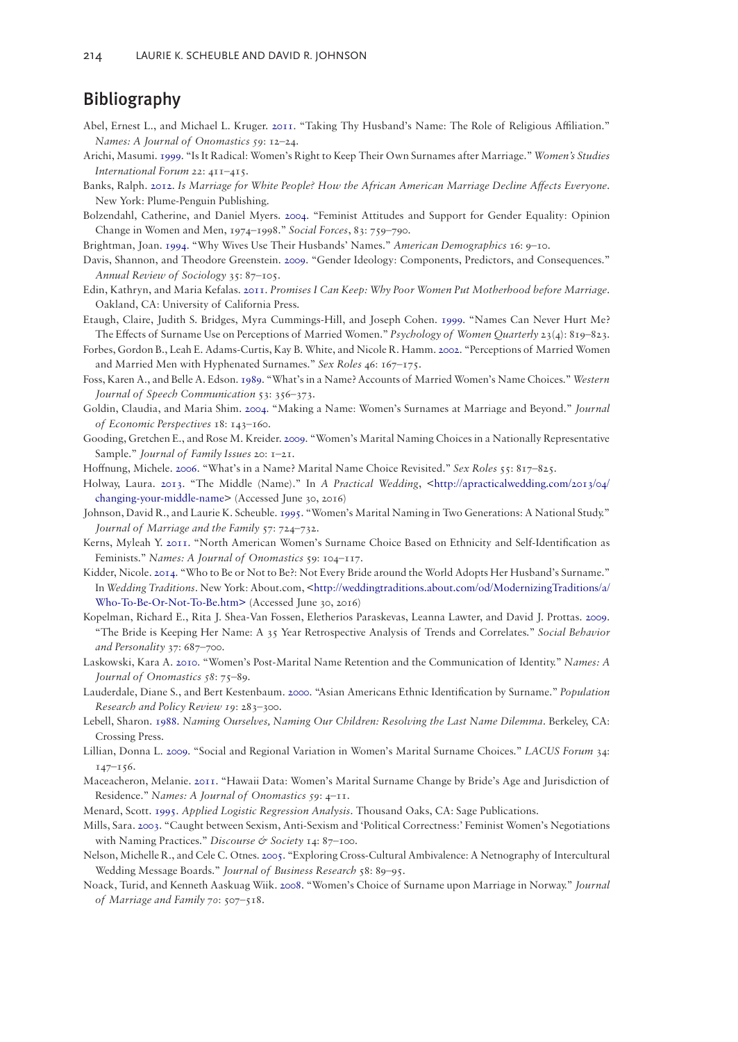## Bibliography

Abel, Ernest L., and Michael L. Kruger. 2011. "Taking Thy Husband's Name: The Role of Religious Affiliation." *Names: A Journal of Onomastics 59*: 12–24.

Arichi, Masumi. 1999. "Is It Radical: Women's Right to Keep Their Own Surnames after Marriage." *Women's Studies International Forum* 22: 411–415.

Banks, Ralph. 2012. *Is Marriage for White People? How the African American Marriage Decline Affects Everyone*. New York: Plume-Penguin Publishing.

Bolzendahl, Catherine, and Daniel Myers. 2004. "Feminist Attitudes and Support for Gender Equality: Opinion Change in Women and Men, 1974–1998." *Social Forces*, 83: 759–790.

Brightman, Joan. 1994. "Why Wives Use Their Husbands' Names." *American Demographics* 16: 9–10.

Davis, Shannon, and Theodore Greenstein. 2009. "Gender Ideology: Components, Predictors, and Consequences." *Annual Review of Sociology* 35: 87–105.

Edin, Kathryn, and Maria Kefalas. 2011. *Promises I Can Keep: Why Poor Women Put Motherhood before Marriage*. Oakland, CA: University of California Press.

Etaugh, Claire, Judith S. Bridges, Myra Cummings-Hill, and Joseph Cohen. 1999. "Names Can Never Hurt Me? The Effects of Surname Use on Perceptions of Married Women." *Psychology of Women Quarterly* 23(4): 819–823.

Forbes, Gordon B., Leah E. Adams-Curtis, Kay B. White, and Nicole R. Hamm. 2002. "Perceptions of Married Women and Married Men with Hyphenated Surnames." *Sex Roles* 46: 167–175.

Foss, Karen A., and Belle A. Edson. 1989. "What's in a Name? Accounts of Married Women's Name Choices." *Western Journal of Speech Communication* 53: 356–373.

Goldin, Claudia, and Maria Shim. 2004. "Making a Name: Women's Surnames at Marriage and Beyond." *Journal of Economic Perspectives* 18: 143–160.

Gooding, Gretchen E., and Rose M. Kreider. 2009. "Women's Marital Naming Choices in a Nationally Representative Sample." *Journal of Family Issues* 20: 1–21.

Hoffnung, Michele. 2006. "What's in a Name? Marital Name Choice Revisited." *Sex Roles* 55: 817–825.

Holway, Laura. 2013. "The Middle (Name)." In *A Practical Wedding*, <http://apracticalwedding.com/2013/04/changing-your-middle-name> (Accessed June 30, 2016)

Johnson, David R., and Laurie K. Scheuble. 1995. "Women's Marital Naming in Two Generations: A National Study." *Journal of Marriage and the Family* 57: 724–732.

Kerns, Myleah Y. 2011. "North American Women's Surname Choice Based on Ethnicity and Self-Identification as Feminists." *Names: A Journal of Onomastics* 59: 104–117.

Kidder, Nicole. 2014. "Who to Be or Not to Be?: Not Every Bride around the World Adopts Her Husband's Surname." In *Wedding Traditions*. New York: About.com, <http://weddingtraditions.about.com/od/ModernizingTraditions/a/Who-To-Be-Or-Not-To-Be.htm> (Accessed June 30, 2016)

Kopelman, Richard E., Rita J. Shea-Van Fossen, Eletherios Paraskevas, Leanna Lawter, and David J. Prottas. 2009. "The Bride is Keeping Her Name: A 35 Year Retrospective Analysis of Trends and Correlates." *Social Behavior and Personality* 37: 687–700.

Laskowski, Kara A. 2010. "Women's Post-Marital Name Retention and the Communication of Identity." *Names: A Journal of Onomastics 58*: 75–89.

Lauderdale, Diane S., and Bert Kestenbaum. 2000. "Asian Americans Ethnic Identification by Surname." *Population Research and Policy Review 19*: 283–300.

Lebell, Sharon. 1988. *Naming Ourselves, Naming Our Children: Resolving the Last Name Dilemma*. Berkeley, CA: Crossing Press.

Lillian, Donna L. 2009. "Social and Regional Variation in Women's Marital Surname Choices." *LACUS Forum* 34: 147–156.

Maceacheron, Melanie. 2011. "Hawaii Data: Women's Marital Surname Change by Bride's Age and Jurisdiction of Residence." *Names: A Journal of Onomastics 59*: 4–11.

Menard, Scott. 1995. *Applied Logistic Regression Analysis*. Thousand Oaks, CA: Sage Publications.

Mills, Sara. 2003. "Caught between Sexism, Anti-Sexism and 'Political Correctness:' Feminist Women's Negotiations with Naming Practices." *Discourse & Society* 14: 87–100.

Nelson, Michelle R., and Cele C. Otnes. 2005. "Exploring Cross-Cultural Ambivalence: A Netnography of Intercultural Wedding Message Boards." *Journal of Business Research* 58: 89–95.

Noack, Turid, and Kenneth Aaskuag Wiik. 2008. "Women's Choice of Surname upon Marriage in Norway." *Journal of Marriage and Family 70*: 507–518.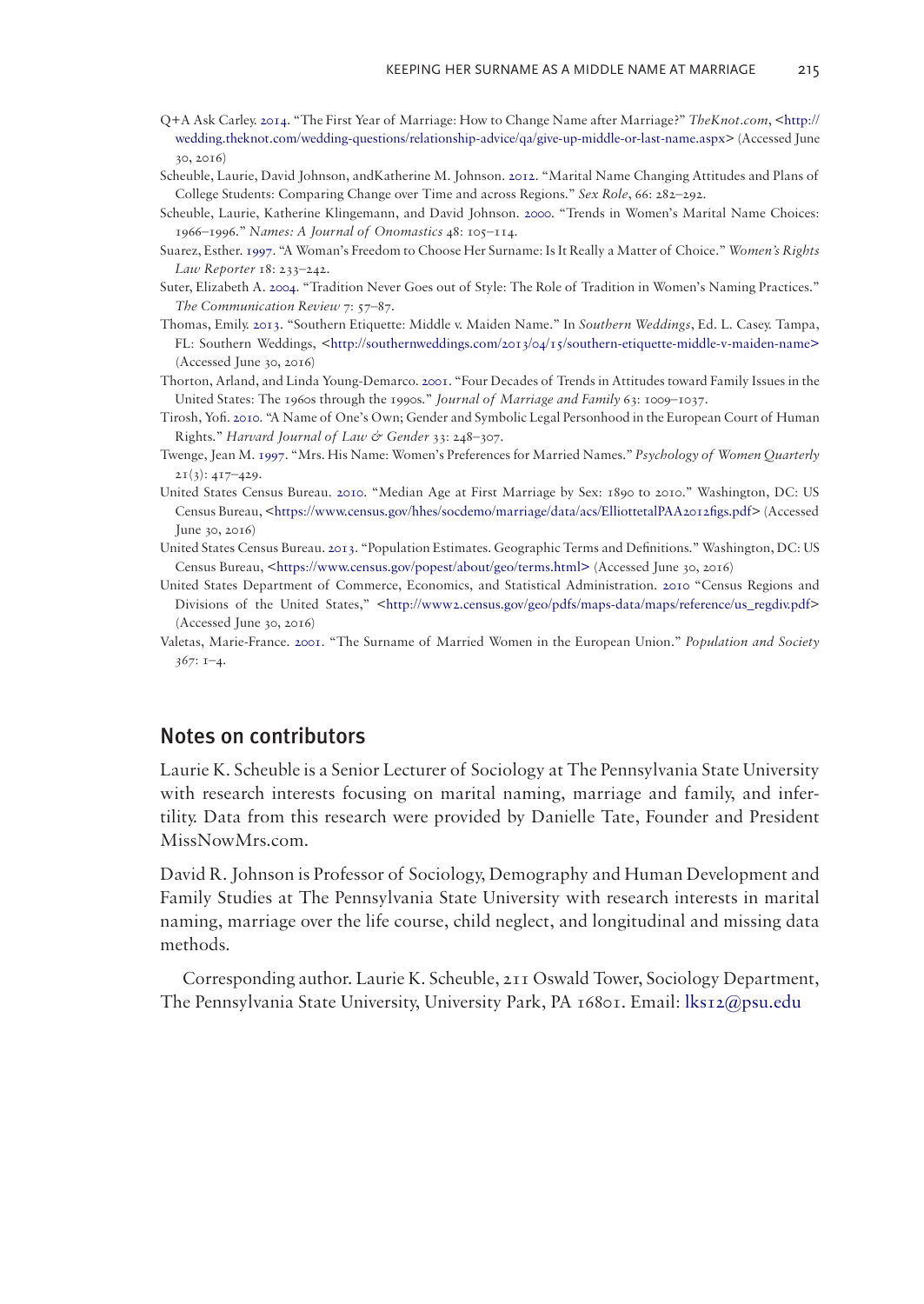Q+A Ask Carley. 2014. "The First Year of Marriage: How to Change Name after Marriage?" *TheKnot.com*, <http://wedding.theknot.com/wedding-questions/relationship-advice/qa/give-up-middle-or-last-name.aspx> (Accessed June 30, 2016)

Scheuble, Laurie, David Johnson, andKatherine M. Johnson. 2012. "Marital Name Changing Attitudes and Plans of College Students: Comparing Change over Time and across Regions." *Sex Role*, 66: 282–292.

Scheuble, Laurie, Katherine Klingemann, and David Johnson. 2000. "Trends in Women's Marital Name Choices: 1966–1996." *Names: A Journal of Onomastics* 48: 105–114.

Suarez, Esther. 1997. "A Woman's Freedom to Choose Her Surname: Is It Really a Matter of Choice." *Women's Rights Law Reporter* 18: 233–242.

Suter, Elizabeth A. 2004. "Tradition Never Goes out of Style: The Role of Tradition in Women's Naming Practices." *The Communication Review* 7: 57–87.

Thomas, Emily. 2013. "Southern Etiquette: Middle v. Maiden Name." In *Southern Weddings*, Ed. L. Casey. Tampa, FL: Southern Weddings, <http://southernweddings.com/2013/04/15/southern-etiquette-middle-v-maiden-name> (Accessed June 30, 2016)

Thorton, Arland, and Linda Young-Demarco. 2001. "Four Decades of Trends in Attitudes toward Family Issues in the United States: The 1960s through the 1990s." *Journal of Marriage and Family* 63: 1009–1037.

Tirosh, Yofi. 2010. "A Name of One's Own; Gender and Symbolic Legal Personhood in the European Court of Human Rights." *Harvard Journal of Law & Gender* 33: 248–307.

Twenge, Jean M. 1997. "Mrs. His Name: Women's Preferences for Married Names." *Psychology of Women Quarterly* 21(3): 417–429.

United States Census Bureau. 2010. "Median Age at First Marriage by Sex: 1890 to 2010." Washington, DC: US Census Bureau, <https://www.census.gov/hhes/socdemo/marriage/data/acs/ElliottetalPAA2012figs.pdf> (Accessed June 30, 2016)

United States Census Bureau. 2013. "Population Estimates. Geographic Terms and Definitions." Washington, DC: US Census Bureau, <https://www.census.gov/popest/about/geo/terms.html> (Accessed June 30, 2016)

United States Department of Commerce, Economics, and Statistical Administration. 2010 "Census Regions and Divisions of the United States," <http://www2.census.gov/geo/pdfs/maps-data/maps/reference/us_regdiv.pdf> (Accessed June 30, 2016)

Valetas, Marie-France. 2001. "The Surname of Married Women in the European Union." *Population and Society* 367: 1–4.

## Notes on contributors

Laurie K. Scheuble is a Senior Lecturer of Sociology at The Pennsylvania State University with research interests focusing on marital naming, marriage and family, and infertility. Data from this research were provided by Danielle Tate, Founder and President MissNowMrs.com.

David R. Johnson is Professor of Sociology, Demography and Human Development and Family Studies at The Pennsylvania State University with research interests in marital naming, marriage over the life course, child neglect, and longitudinal and missing data methods.

Corresponding author. Laurie K. Scheuble, 211 Oswald Tower, Sociology Department, The Pennsylvania State University, University Park, PA 16801. Email: lks12@psu.edu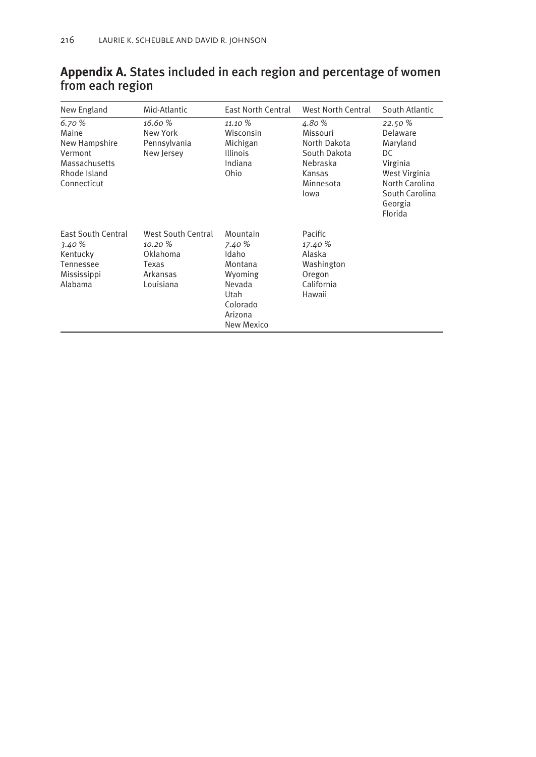**Appendix A.** States included in each region and percentage of women from each region

| New England | Mid-Atlantic | East North Central | West North Central | South Atlantic |
|---|---|---|---|---|
| *6.70 %*<br>Maine<br>New Hampshire<br>Vermont<br>Massachusetts<br>Rhode Island<br>Connecticut | *16.60 %*<br>New York<br>Pennsylvania<br>New Jersey | *11.10 %*<br>Wisconsin<br>Michigan<br>Illinois<br>Indiana<br>Ohio | *4.80 %*<br>Missouri<br>North Dakota<br>South Dakota<br>Nebraska<br>Kansas<br>Minnesota<br>Iowa | *22.50 %*<br>Delaware<br>Maryland<br>DC<br>Virginia<br>West Virginia<br>North Carolina<br>South Carolina<br>Georgia<br>Florida |
| East South Central<br>*3.40 %*<br>Kentucky<br>Tennessee<br>Mississippi<br>Alabama | West South Central<br>*10.20 %*<br>Oklahoma<br>Texas<br>Arkansas<br>Louisiana | Mountain<br>*7.40 %*<br>Idaho<br>Montana<br>Wyoming<br>Nevada<br>Utah<br>Colorado<br>Arizona<br>New Mexico | Pacific<br>*17.40 %*<br>Alaska<br>Washington<br>Oregon<br>California<br>Hawaii | |